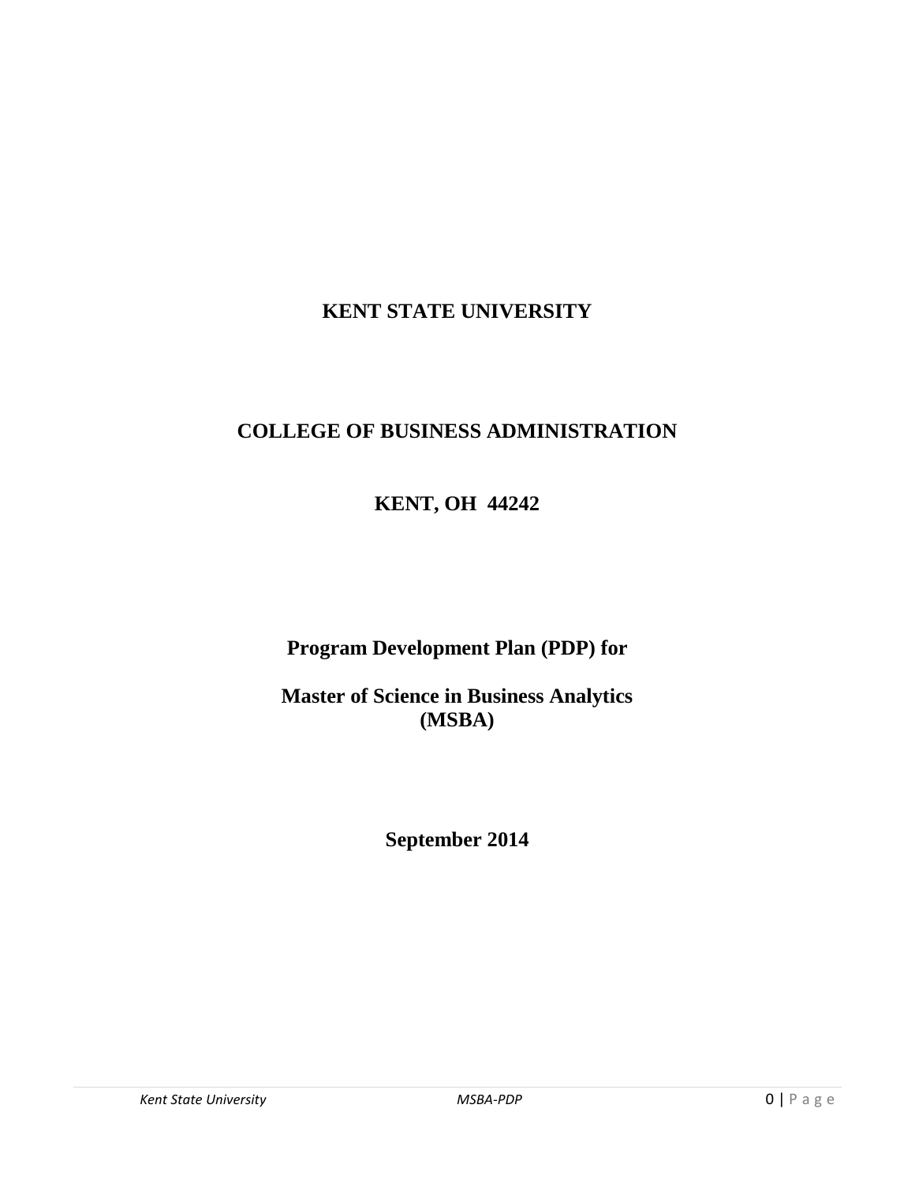**KENT STATE UNIVERSITY**

**COLLEGE OF BUSINESS ADMINISTRATION**

**KENT, OH 44242**

# Program Development Plan (PDP) for

# Master of Science in Business Analytics (MSBA)

**September 2014**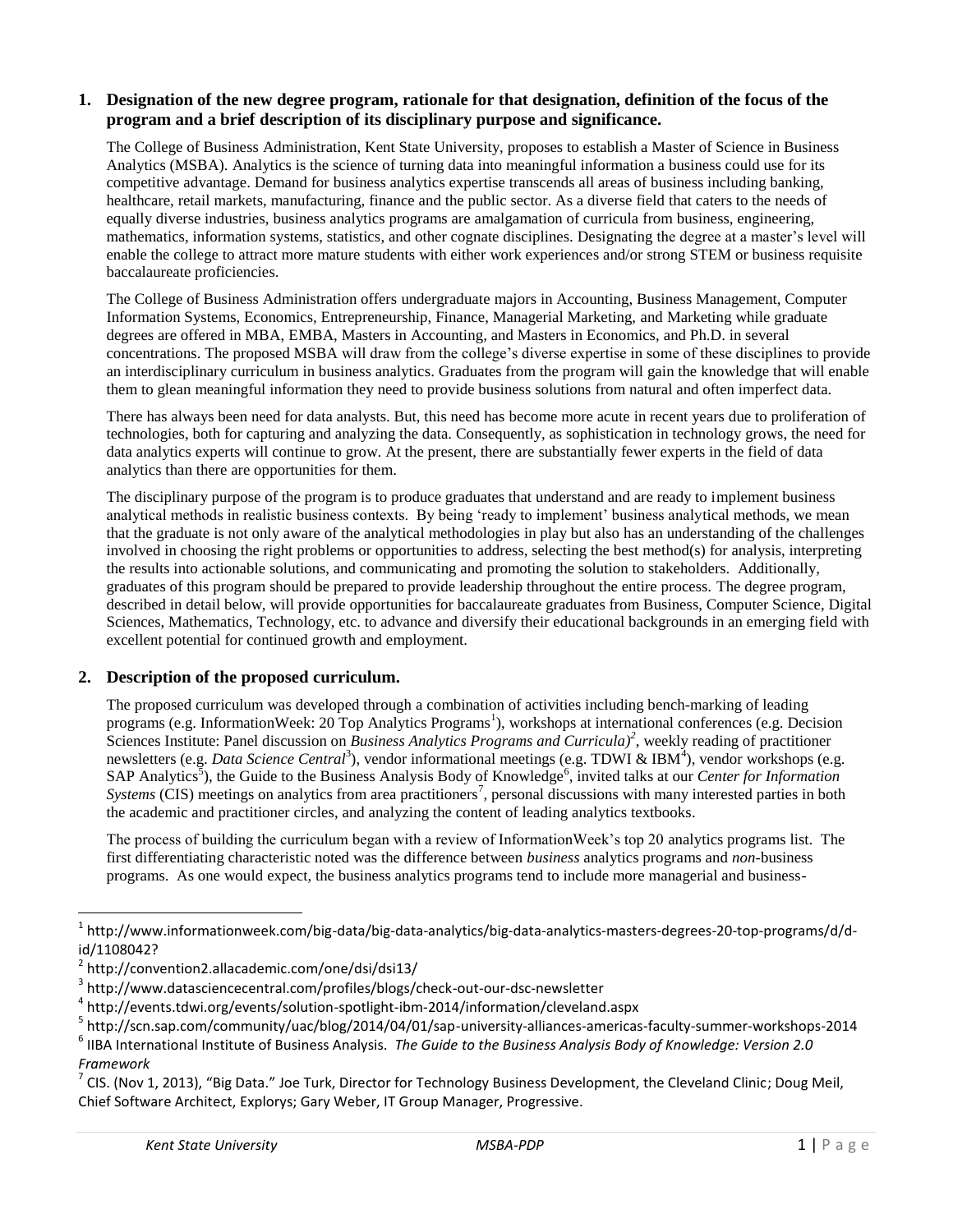## 1. Designation of the new degree program, rationale for that designation, definition of the focus of the program and a brief description of its disciplinary purpose and significance.

The College of Business Administration, Kent State University, proposes to establish a Master of Science in Business Analytics (MSBA). Analytics is the science of turning data into meaningful information a business could use for its competitive advantage. Demand for business analytics expertise transcends all areas of business including banking, healthcare, retail markets, manufacturing, finance and the public sector. As a diverse field that caters to the needs of equally diverse industries, business analytics programs are amalgamation of curricula from business, engineering, mathematics, information systems, statistics, and other cognate disciplines. Designating the degree at a master's level will enable the college to attract more mature students with either work experiences and/or strong STEM or business requisite baccalaureate proficiencies.

The College of Business Administration offers undergraduate majors in Accounting, Business Management, Computer Information Systems, Economics, Entrepreneurship, Finance, Managerial Marketing, and Marketing while graduate degrees are offered in MBA, EMBA, Masters in Accounting, and Masters in Economics, and Ph.D. in several concentrations. The proposed MSBA will draw from the college's diverse expertise in some of these disciplines to provide an interdisciplinary curriculum in business analytics. Graduates from the program will gain the knowledge that will enable them to glean meaningful information they need to provide business solutions from natural and often imperfect data.

There has always been need for data analysts. But, this need has become more acute in recent years due to proliferation of technologies, both for capturing and analyzing the data. Consequently, as sophistication in technology grows, the need for data analytics experts will continue to grow. At the present, there are substantially fewer experts in the field of data analytics than there are opportunities for them.

The disciplinary purpose of the program is to produce graduates that understand and are ready to implement business analytical methods in realistic business contexts. By being 'ready to implement' business analytical methods, we mean that the graduate is not only aware of the analytical methodologies in play but also has an understanding of the challenges involved in choosing the right problems or opportunities to address, selecting the best method(s) for analysis, interpreting the results into actionable solutions, and communicating and promoting the solution to stakeholders. Additionally, graduates of this program should be prepared to provide leadership throughout the entire process. The degree program, described in detail below, will provide opportunities for baccalaureate graduates from Business, Computer Science, Digital Sciences, Mathematics, Technology, etc. to advance and diversify their educational backgrounds in an emerging field with excellent potential for continued growth and employment.

## 2. Description of the proposed curriculum.

The proposed curriculum was developed through a combination of activities including bench-marking of leading programs (e.g. InformationWeek: 20 Top Analytics Programs[1]), workshops at international conferences (e.g. Decision Sciences Institute: Panel discussion on *Business Analytics Programs and Curricula)*[2], weekly reading of practitioner newsletters (e.g. *Data Science Central*[3]), vendor informational meetings (e.g. TDWI & IBM[4]), vendor workshops (e.g. SAP Analytics[5]), the Guide to the Business Analysis Body of Knowledge[6], invited talks at our *Center for Information Systems* (CIS) meetings on analytics from area practitioners[7], personal discussions with many interested parties in both the academic and practitioner circles, and analyzing the content of leading analytics textbooks.

The process of building the curriculum began with a review of InformationWeek's top 20 analytics programs list. The first differentiating characteristic noted was the difference between *business* analytics programs and *non*-business programs. As one would expect, the business analytics programs tend to include more managerial and business-

---

[1] http://www.informationweek.com/big-data/big-data-analytics/big-data-analytics-masters-degrees-20-top-programs/d/d-id/1108042?

[2] http://convention2.allacademic.com/one/dsi/dsi13/

[3] http://www.datasciencecentral.com/profiles/blogs/check-out-our-dsc-newsletter

[4] http://events.tdwi.org/events/solution-spotlight-ibm-2014/information/cleveland.aspx

[5] http://scn.sap.com/community/uac/blog/2014/04/01/sap-university-alliances-americas-faculty-summer-workshops-2014

[6] IIBA International Institute of Business Analysis. *The Guide to the Business Analysis Body of Knowledge: Version 2.0 Framework*

[7] CIS. (Nov 1, 2013), "Big Data." Joe Turk, Director for Technology Business Development, the Cleveland Clinic; Doug Meil, Chief Software Architect, Explorys; Gary Weber, IT Group Manager, Progressive.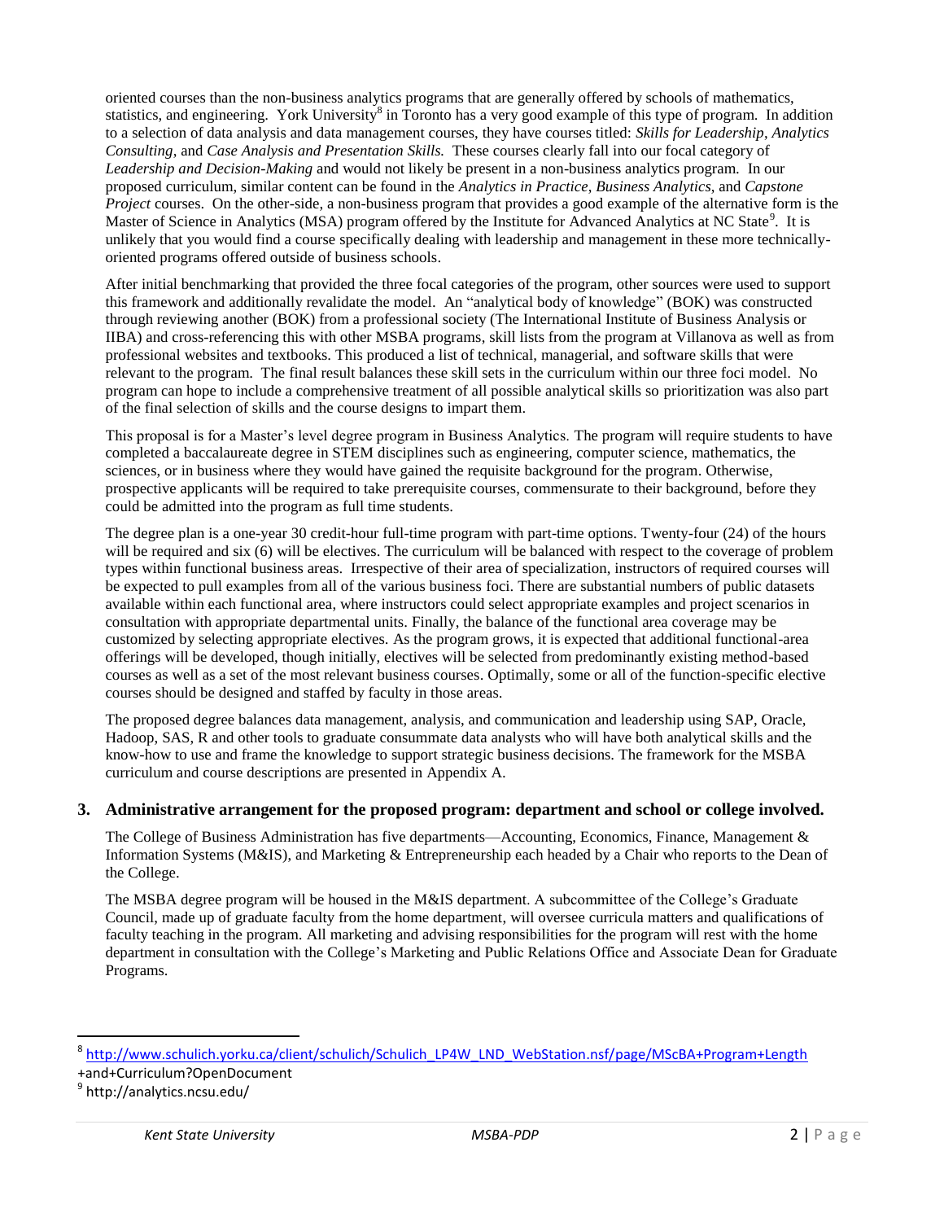oriented courses than the non-business analytics programs that are generally offered by schools of mathematics, statistics, and engineering. York University[8] in Toronto has a very good example of this type of program. In addition to a selection of data analysis and data management courses, they have courses titled: *Skills for Leadership*, *Analytics Consulting*, and *Case Analysis and Presentation Skills.* These courses clearly fall into our focal category of *Leadership and Decision-Making* and would not likely be present in a non-business analytics program. In our proposed curriculum, similar content can be found in the *Analytics in Practice*, *Business Analytics*, and *Capstone Project* courses. On the other-side, a non-business program that provides a good example of the alternative form is the Master of Science in Analytics (MSA) program offered by the Institute for Advanced Analytics at NC State[9]. It is unlikely that you would find a course specifically dealing with leadership and management in these more technically-oriented programs offered outside of business schools.

After initial benchmarking that provided the three focal categories of the program, other sources were used to support this framework and additionally revalidate the model. An "analytical body of knowledge" (BOK) was constructed through reviewing another (BOK) from a professional society (The International Institute of Business Analysis or IIBA) and cross-referencing this with other MSBA programs, skill lists from the program at Villanova as well as from professional websites and textbooks. This produced a list of technical, managerial, and software skills that were relevant to the program. The final result balances these skill sets in the curriculum within our three foci model. No program can hope to include a comprehensive treatment of all possible analytical skills so prioritization was also part of the final selection of skills and the course designs to impart them.

This proposal is for a Master's level degree program in Business Analytics. The program will require students to have completed a baccalaureate degree in STEM disciplines such as engineering, computer science, mathematics, the sciences, or in business where they would have gained the requisite background for the program. Otherwise, prospective applicants will be required to take prerequisite courses, commensurate to their background, before they could be admitted into the program as full time students.

The degree plan is a one-year 30 credit-hour full-time program with part-time options. Twenty-four (24) of the hours will be required and six (6) will be electives. The curriculum will be balanced with respect to the coverage of problem types within functional business areas. Irrespective of their area of specialization, instructors of required courses will be expected to pull examples from all of the various business foci. There are substantial numbers of public datasets available within each functional area, where instructors could select appropriate examples and project scenarios in consultation with appropriate departmental units. Finally, the balance of the functional area coverage may be customized by selecting appropriate electives. As the program grows, it is expected that additional functional-area offerings will be developed, though initially, electives will be selected from predominantly existing method-based courses as well as a set of the most relevant business courses. Optimally, some or all of the function-specific elective courses should be designed and staffed by faculty in those areas.

The proposed degree balances data management, analysis, and communication and leadership using SAP, Oracle, Hadoop, SAS, R and other tools to graduate consummate data analysts who will have both analytical skills and the know-how to use and frame the knowledge to support strategic business decisions. The framework for the MSBA curriculum and course descriptions are presented in Appendix A.

## 3. Administrative arrangement for the proposed program: department and school or college involved.

The College of Business Administration has five departments—Accounting, Economics, Finance, Management & Information Systems (M&IS), and Marketing & Entrepreneurship each headed by a Chair who reports to the Dean of the College.

The MSBA degree program will be housed in the M&IS department. A subcommittee of the College's Graduate Council, made up of graduate faculty from the home department, will oversee curricula matters and qualifications of faculty teaching in the program. All marketing and advising responsibilities for the program will rest with the home department in consultation with the College's Marketing and Public Relations Office and Associate Dean for Graduate Programs.

---

[8] http://www.schulich.yorku.ca/client/schulich/Schulich_LP4W_LND_WebStation.nsf/page/MScBA+Program+Length+and+Curriculum?OpenDocument

[9] http://analytics.ncsu.edu/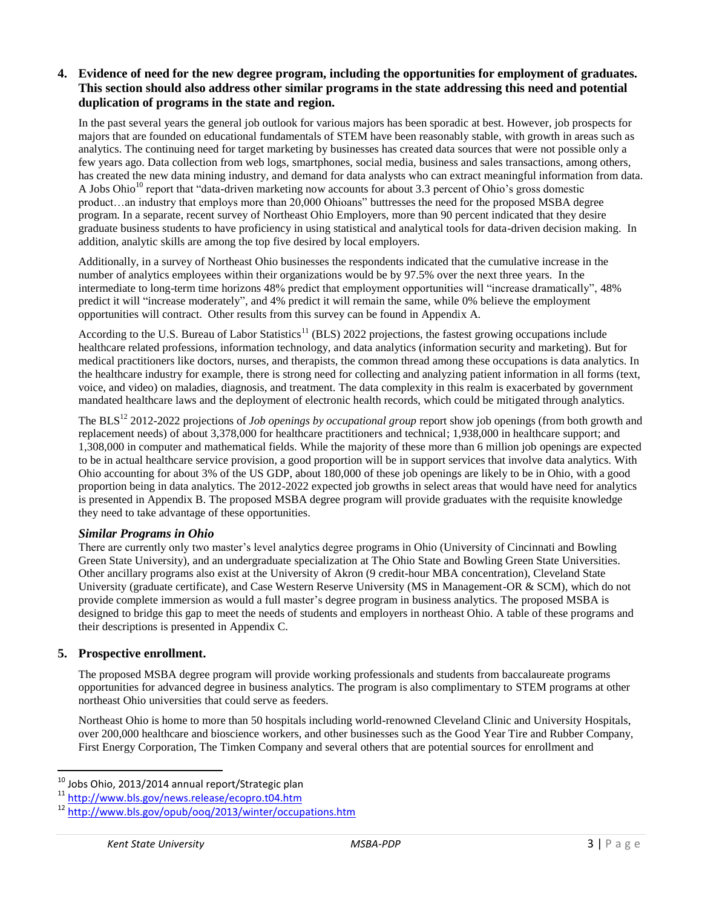## 4. Evidence of need for the new degree program, including the opportunities for employment of graduates. This section should also address other similar programs in the state addressing this need and potential duplication of programs in the state and region.

In the past several years the general job outlook for various majors has been sporadic at best. However, job prospects for majors that are founded on educational fundamentals of STEM have been reasonably stable, with growth in areas such as analytics. The continuing need for target marketing by businesses has created data sources that were not possible only a few years ago. Data collection from web logs, smartphones, social media, business and sales transactions, among others, has created the new data mining industry, and demand for data analysts who can extract meaningful information from data. A Jobs Ohio[10] report that "data-driven marketing now accounts for about 3.3 percent of Ohio's gross domestic product…an industry that employs more than 20,000 Ohioans" buttresses the need for the proposed MSBA degree program. In a separate, recent survey of Northeast Ohio Employers, more than 90 percent indicated that they desire graduate business students to have proficiency in using statistical and analytical tools for data-driven decision making. In addition, analytic skills are among the top five desired by local employers.

Additionally, in a survey of Northeast Ohio businesses the respondents indicated that the cumulative increase in the number of analytics employees within their organizations would be by 97.5% over the next three years. In the intermediate to long-term time horizons 48% predict that employment opportunities will "increase dramatically", 48% predict it will "increase moderately", and 4% predict it will remain the same, while 0% believe the employment opportunities will contract. Other results from this survey can be found in Appendix A.

According to the U.S. Bureau of Labor Statistics[11] (BLS) 2022 projections, the fastest growing occupations include healthcare related professions, information technology, and data analytics (information security and marketing). But for medical practitioners like doctors, nurses, and therapists, the common thread among these occupations is data analytics. In the healthcare industry for example, there is strong need for collecting and analyzing patient information in all forms (text, voice, and video) on maladies, diagnosis, and treatment. The data complexity in this realm is exacerbated by government mandated healthcare laws and the deployment of electronic health records, which could be mitigated through analytics.

The BLS[12] 2012-2022 projections of *Job openings by occupational group* report show job openings (from both growth and replacement needs) of about 3,378,000 for healthcare practitioners and technical; 1,938,000 in healthcare support; and 1,308,000 in computer and mathematical fields. While the majority of these more than 6 million job openings are expected to be in actual healthcare service provision, a good proportion will be in support services that involve data analytics. With Ohio accounting for about 3% of the US GDP, about 180,000 of these job openings are likely to be in Ohio, with a good proportion being in data analytics. The 2012-2022 expected job growths in select areas that would have need for analytics is presented in Appendix B. The proposed MSBA degree program will provide graduates with the requisite knowledge they need to take advantage of these opportunities.

### *Similar Programs in Ohio*

There are currently only two master's level analytics degree programs in Ohio (University of Cincinnati and Bowling Green State University), and an undergraduate specialization at The Ohio State and Bowling Green State Universities. Other ancillary programs also exist at the University of Akron (9 credit-hour MBA concentration), Cleveland State University (graduate certificate), and Case Western Reserve University (MS in Management-OR & SCM), which do not provide complete immersion as would a full master's degree program in business analytics. The proposed MSBA is designed to bridge this gap to meet the needs of students and employers in northeast Ohio. A table of these programs and their descriptions is presented in Appendix C.

## 5. Prospective enrollment.

The proposed MSBA degree program will provide working professionals and students from baccalaureate programs opportunities for advanced degree in business analytics. The program is also complimentary to STEM programs at other northeast Ohio universities that could serve as feeders.

Northeast Ohio is home to more than 50 hospitals including world-renowned Cleveland Clinic and University Hospitals, over 200,000 healthcare and bioscience workers, and other businesses such as the Good Year Tire and Rubber Company, First Energy Corporation, The Timken Company and several others that are potential sources for enrollment and

---

[10] Jobs Ohio, 2013/2014 annual report/Strategic plan

[11] http://www.bls.gov/news.release/ecopro.t04.htm

[12] http://www.bls.gov/opub/ooq/2013/winter/occupations.htm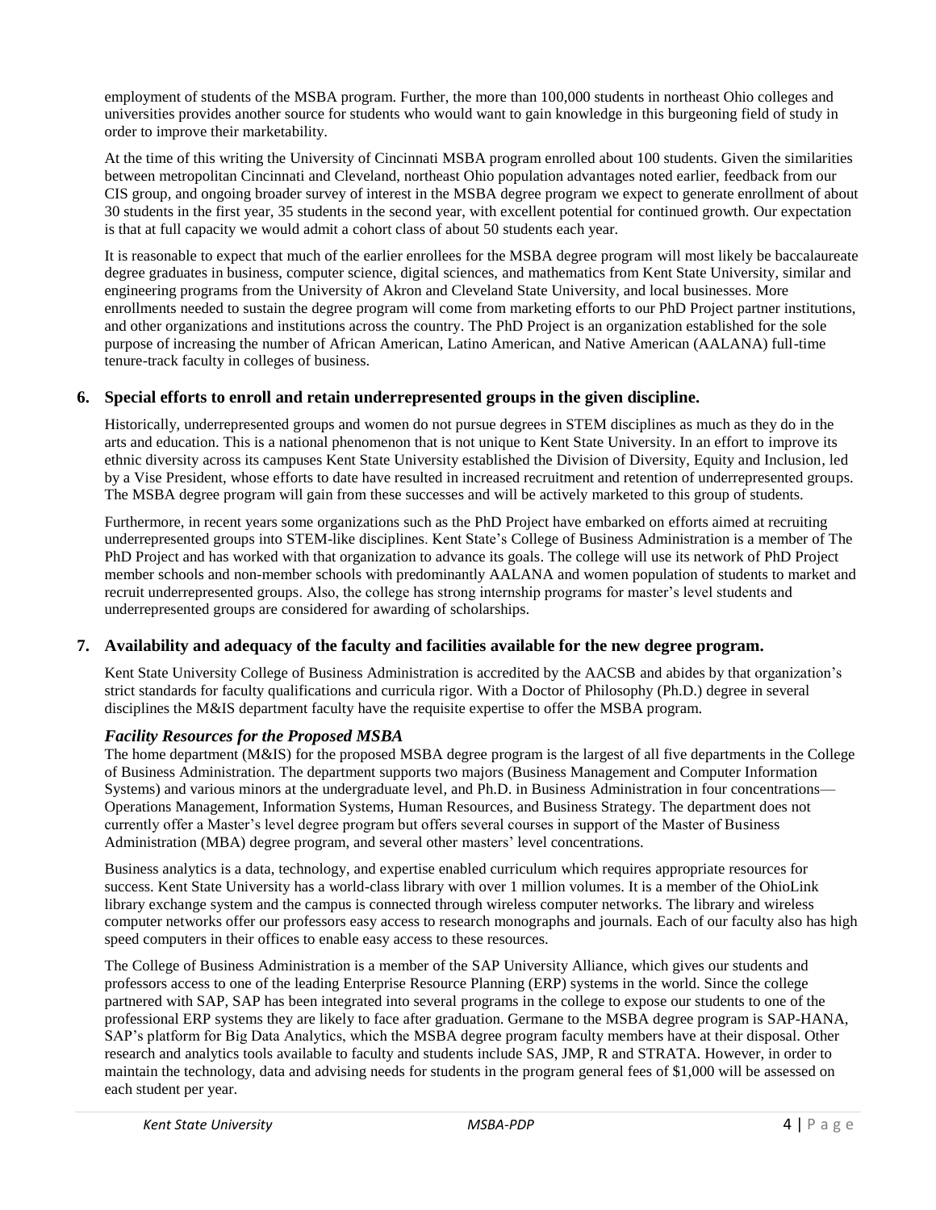employment of students of the MSBA program. Further, the more than 100,000 students in northeast Ohio colleges and universities provides another source for students who would want to gain knowledge in this burgeoning field of study in order to improve their marketability.

At the time of this writing the University of Cincinnati MSBA program enrolled about 100 students. Given the similarities between metropolitan Cincinnati and Cleveland, northeast Ohio population advantages noted earlier, feedback from our CIS group, and ongoing broader survey of interest in the MSBA degree program we expect to generate enrollment of about 30 students in the first year, 35 students in the second year, with excellent potential for continued growth. Our expectation is that at full capacity we would admit a cohort class of about 50 students each year.

It is reasonable to expect that much of the earlier enrollees for the MSBA degree program will most likely be baccalaureate degree graduates in business, computer science, digital sciences, and mathematics from Kent State University, similar and engineering programs from the University of Akron and Cleveland State University, and local businesses. More enrollments needed to sustain the degree program will come from marketing efforts to our PhD Project partner institutions, and other organizations and institutions across the country. The PhD Project is an organization established for the sole purpose of increasing the number of African American, Latino American, and Native American (AALANA) full-time tenure-track faculty in colleges of business.

## 6. Special efforts to enroll and retain underrepresented groups in the given discipline.

Historically, underrepresented groups and women do not pursue degrees in STEM disciplines as much as they do in the arts and education. This is a national phenomenon that is not unique to Kent State University. In an effort to improve its ethnic diversity across its campuses Kent State University established the Division of Diversity, Equity and Inclusion, led by a Vise President, whose efforts to date have resulted in increased recruitment and retention of underrepresented groups. The MSBA degree program will gain from these successes and will be actively marketed to this group of students.

Furthermore, in recent years some organizations such as the PhD Project have embarked on efforts aimed at recruiting underrepresented groups into STEM-like disciplines. Kent State's College of Business Administration is a member of The PhD Project and has worked with that organization to advance its goals. The college will use its network of PhD Project member schools and non-member schools with predominantly AALANA and women population of students to market and recruit underrepresented groups. Also, the college has strong internship programs for master's level students and underrepresented groups are considered for awarding of scholarships.

## 7. Availability and adequacy of the faculty and facilities available for the new degree program.

Kent State University College of Business Administration is accredited by the AACSB and abides by that organization's strict standards for faculty qualifications and curricula rigor. With a Doctor of Philosophy (Ph.D.) degree in several disciplines the M&IS department faculty have the requisite expertise to offer the MSBA program.

### *Facility Resources for the Proposed MSBA*

The home department (M&IS) for the proposed MSBA degree program is the largest of all five departments in the College of Business Administration. The department supports two majors (Business Management and Computer Information Systems) and various minors at the undergraduate level, and Ph.D. in Business Administration in four concentrations—Operations Management, Information Systems, Human Resources, and Business Strategy. The department does not currently offer a Master's level degree program but offers several courses in support of the Master of Business Administration (MBA) degree program, and several other masters' level concentrations.

Business analytics is a data, technology, and expertise enabled curriculum which requires appropriate resources for success. Kent State University has a world-class library with over 1 million volumes. It is a member of the OhioLink library exchange system and the campus is connected through wireless computer networks. The library and wireless computer networks offer our professors easy access to research monographs and journals. Each of our faculty also has high speed computers in their offices to enable easy access to these resources.

The College of Business Administration is a member of the SAP University Alliance, which gives our students and professors access to one of the leading Enterprise Resource Planning (ERP) systems in the world. Since the college partnered with SAP, SAP has been integrated into several programs in the college to expose our students to one of the professional ERP systems they are likely to face after graduation. Germane to the MSBA degree program is SAP-HANA, SAP's platform for Big Data Analytics, which the MSBA degree program faculty members have at their disposal. Other research and analytics tools available to faculty and students include SAS, JMP, R and STRATA. However, in order to maintain the technology, data and advising needs for students in the program general fees of $1,000 will be assessed on each student per year.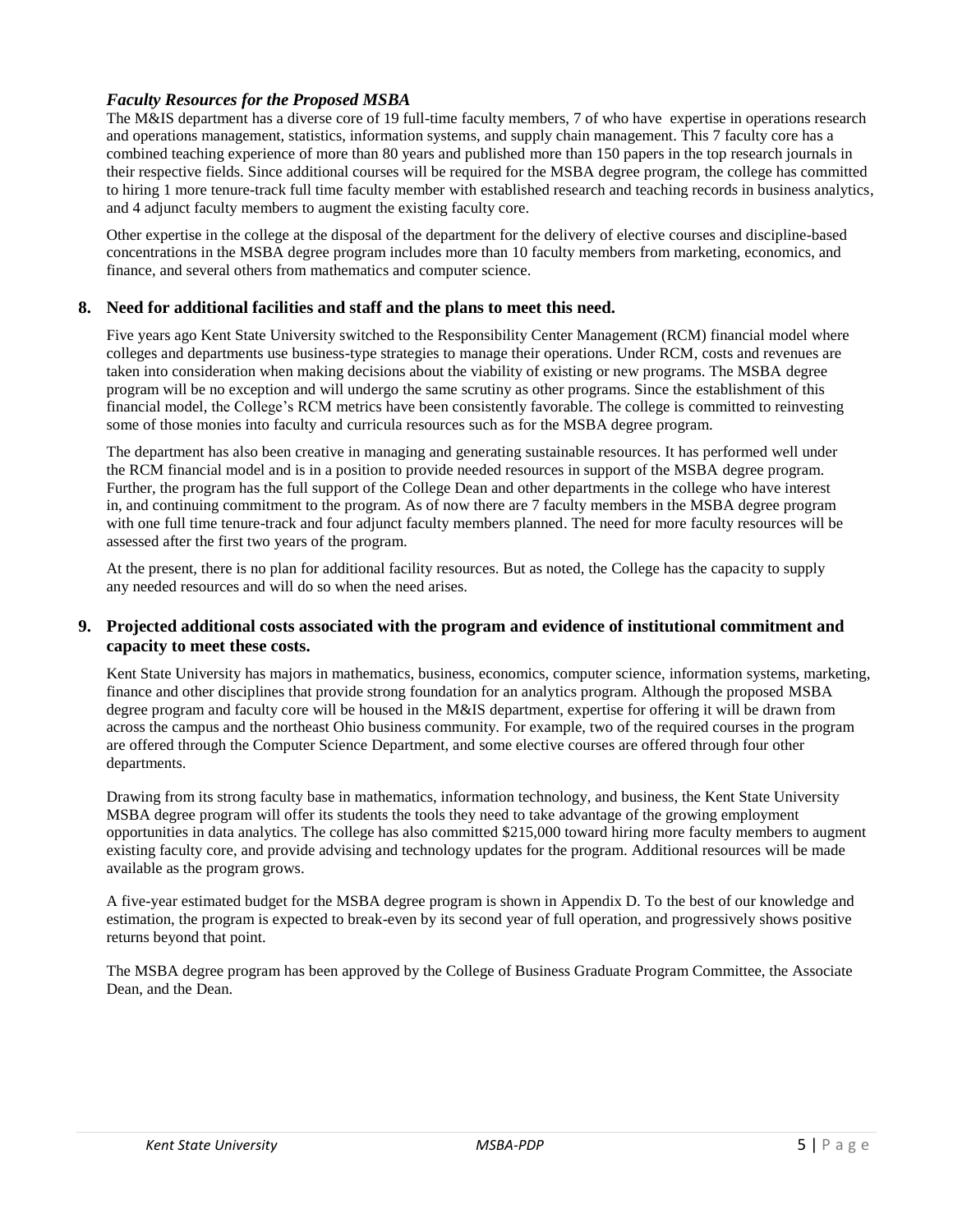### *Faculty Resources for the Proposed MSBA*

The M&IS department has a diverse core of 19 full-time faculty members, 7 of who have expertise in operations research and operations management, statistics, information systems, and supply chain management. This 7 faculty core has a combined teaching experience of more than 80 years and published more than 150 papers in the top research journals in their respective fields. Since additional courses will be required for the MSBA degree program, the college has committed to hiring 1 more tenure-track full time faculty member with established research and teaching records in business analytics, and 4 adjunct faculty members to augment the existing faculty core.

Other expertise in the college at the disposal of the department for the delivery of elective courses and discipline-based concentrations in the MSBA degree program includes more than 10 faculty members from marketing, economics, and finance, and several others from mathematics and computer science.

## 8. Need for additional facilities and staff and the plans to meet this need.

Five years ago Kent State University switched to the Responsibility Center Management (RCM) financial model where colleges and departments use business-type strategies to manage their operations. Under RCM, costs and revenues are taken into consideration when making decisions about the viability of existing or new programs. The MSBA degree program will be no exception and will undergo the same scrutiny as other programs. Since the establishment of this financial model, the College's RCM metrics have been consistently favorable. The college is committed to reinvesting some of those monies into faculty and curricula resources such as for the MSBA degree program.

The department has also been creative in managing and generating sustainable resources. It has performed well under the RCM financial model and is in a position to provide needed resources in support of the MSBA degree program. Further, the program has the full support of the College Dean and other departments in the college who have interest in, and continuing commitment to the program. As of now there are 7 faculty members in the MSBA degree program with one full time tenure-track and four adjunct faculty members planned. The need for more faculty resources will be assessed after the first two years of the program.

At the present, there is no plan for additional facility resources. But as noted, the College has the capacity to supply any needed resources and will do so when the need arises.

## 9. Projected additional costs associated with the program and evidence of institutional commitment and capacity to meet these costs.

Kent State University has majors in mathematics, business, economics, computer science, information systems, marketing, finance and other disciplines that provide strong foundation for an analytics program. Although the proposed MSBA degree program and faculty core will be housed in the M&IS department, expertise for offering it will be drawn from across the campus and the northeast Ohio business community. For example, two of the required courses in the program are offered through the Computer Science Department, and some elective courses are offered through four other departments.

Drawing from its strong faculty base in mathematics, information technology, and business, the Kent State University MSBA degree program will offer its students the tools they need to take advantage of the growing employment opportunities in data analytics. The college has also committed $215,000 toward hiring more faculty members to augment existing faculty core, and provide advising and technology updates for the program. Additional resources will be made available as the program grows.

A five-year estimated budget for the MSBA degree program is shown in Appendix D. To the best of our knowledge and estimation, the program is expected to break-even by its second year of full operation, and progressively shows positive returns beyond that point.

The MSBA degree program has been approved by the College of Business Graduate Program Committee, the Associate Dean, and the Dean.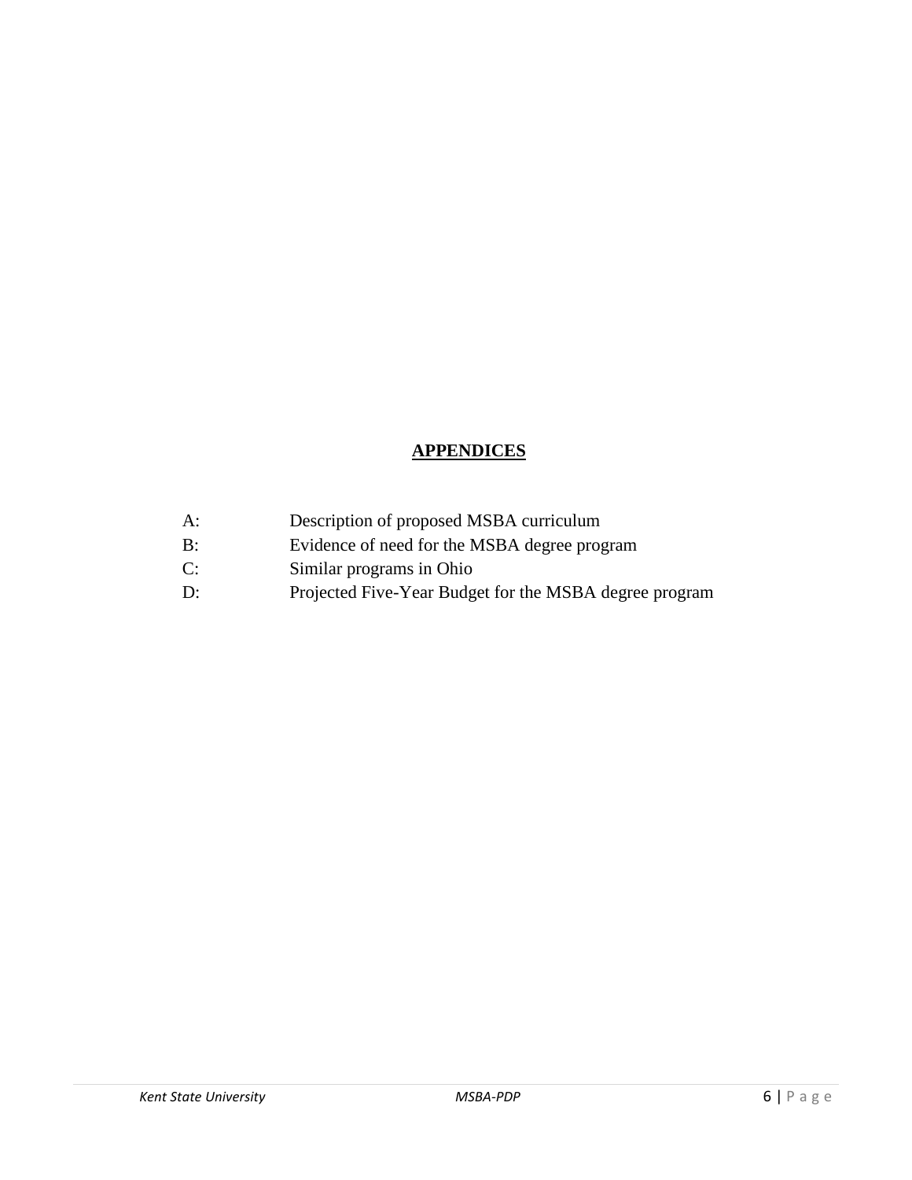# APPENDICES

| | |
|---|---|
| A: | Description of proposed MSBA curriculum |
| B: | Evidence of need for the MSBA degree program |
| C: | Similar programs in Ohio |
| D: | Projected Five-Year Budget for the MSBA degree program |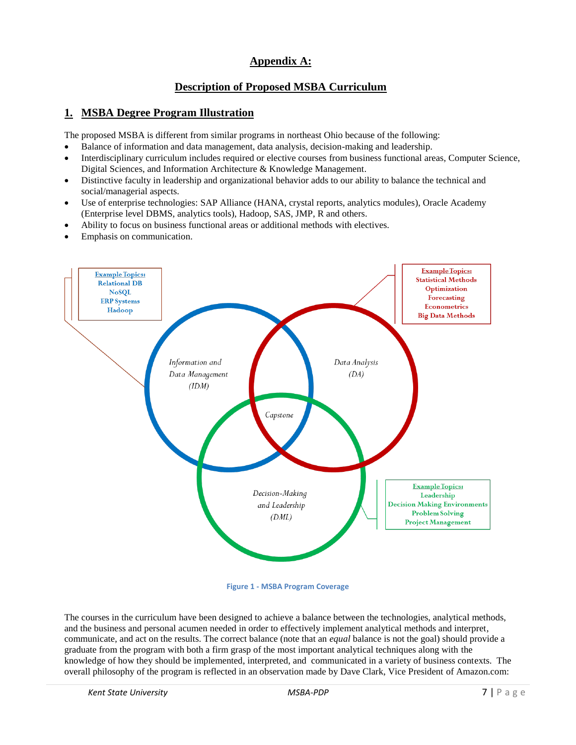# Appendix A:

## Description of Proposed MSBA Curriculum

### 1. MSBA Degree Program Illustration

The proposed MSBA is different from similar programs in northeast Ohio because of the following:

- Balance of information and data management, data analysis, decision-making and leadership.
- Interdisciplinary curriculum includes required or elective courses from business functional areas, Computer Science, Digital Sciences, and Information Architecture & Knowledge Management.
- Distinctive faculty in leadership and organizational behavior adds to our ability to balance the technical and social/managerial aspects.
- Use of enterprise technologies: SAP Alliance (HANA, crystal reports, analytics modules), Oracle Academy (Enterprise level DBMS, analytics tools), Hadoop, SAS, JMP, R and others.
- Ability to focus on business functional areas or additional methods with electives.
- Emphasis on communication.

Example Topics: Relational DB, NoSQL, ERP Systems, Hadoop

Example Topics: Statistical Methods, Optimization, Forecasting, Econometrics, Big Data Methods

Information and Data Management (IDM)

Data Analysis (DA)

Capstone

Decision-Making and Leadership (DML)

Example Topics: Leadership, Decision Making Environments, Problem Solving, Project Management

Figure 1 - MSBA Program Coverage

The courses in the curriculum have been designed to achieve a balance between the technologies, analytical methods, and the business and personal acumen needed in order to effectively implement analytical methods and interpret, communicate, and act on the results. The correct balance (note that an *equal* balance is not the goal) should provide a graduate from the program with both a firm grasp of the most important analytical techniques along with the knowledge of how they should be implemented, interpreted, and communicated in a variety of business contexts. The overall philosophy of the program is reflected in an observation made by Dave Clark, Vice President of Amazon.com: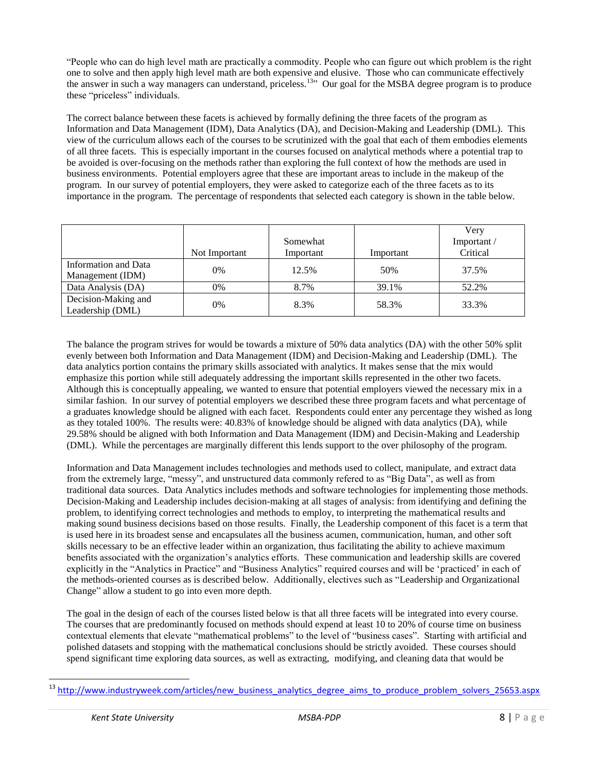"People who can do high level math are practically a commodity. People who can figure out which problem is the right one to solve and then apply high level math are both expensive and elusive. Those who can communicate effectively the answer in such a way managers can understand, priceless.[13]" Our goal for the MSBA degree program is to produce these "priceless" individuals.

The correct balance between these facets is achieved by formally defining the three facets of the program as Information and Data Management (IDM), Data Analytics (DA), and Decision-Making and Leadership (DML). This view of the curriculum allows each of the courses to be scrutinized with the goal that each of them embodies elements of all three facets. This is especially important in the courses focused on analytical methods where a potential trap to be avoided is over-focusing on the methods rather than exploring the full context of how the methods are used in business environments. Potential employers agree that these are important areas to include in the makeup of the program. In our survey of potential employers, they were asked to categorize each of the three facets as to its importance in the program. The percentage of respondents that selected each category is shown in the table below.

| | Not Important | Somewhat Important | Important | Very Important / Critical |
|---|---|---|---|---|
| Information and Data Management (IDM) | 0% | 12.5% | 50% | 37.5% |
| Data Analysis (DA) | 0% | 8.7% | 39.1% | 52.2% |
| Decision-Making and Leadership (DML) | 0% | 8.3% | 58.3% | 33.3% |

The balance the program strives for would be towards a mixture of 50% data analytics (DA) with the other 50% split evenly between both Information and Data Management (IDM) and Decision-Making and Leadership (DML). The data analytics portion contains the primary skills associated with analytics. It makes sense that the mix would emphasize this portion while still adequately addressing the important skills represented in the other two facets. Although this is conceptually appealing, we wanted to ensure that potential employers viewed the necessary mix in a similar fashion. In our survey of potential employers we described these three program facets and what percentage of a graduates knowledge should be aligned with each facet. Respondents could enter any percentage they wished as long as they totaled 100%. The results were: 40.83% of knowledge should be aligned with data analytics (DA), while 29.58% should be aligned with both Information and Data Management (IDM) and Decisin-Making and Leadership (DML). While the percentages are marginally different this lends support to the over philosophy of the program.

Information and Data Management includes technologies and methods used to collect, manipulate, and extract data from the extremely large, "messy", and unstructured data commonly refered to as "Big Data", as well as from traditional data sources. Data Analytics includes methods and software technologies for implementing those methods. Decision-Making and Leadership includes decision-making at all stages of analysis: from identifying and defining the problem, to identifying correct technologies and methods to employ, to interpreting the mathematical results and making sound business decisions based on those results. Finally, the Leadership component of this facet is a term that is used here in its broadest sense and encapsulates all the business acumen, communication, human, and other soft skills necessary to be an effective leader within an organization, thus facilitating the ability to achieve maximum benefits associated with the organization's analytics efforts. These communication and leadership skills are covered explicitly in the "Analytics in Practice" and "Business Analytics" required courses and will be 'practiced' in each of the methods-oriented courses as is described below. Additionally, electives such as "Leadership and Organizational Change" allow a student to go into even more depth.

The goal in the design of each of the courses listed below is that all three facets will be integrated into every course. The courses that are predominantly focused on methods should expend at least 10 to 20% of course time on business contextual elements that elevate "mathematical problems" to the level of "business cases". Starting with artificial and polished datasets and stopping with the mathematical conclusions should be strictly avoided. These courses should spend significant time exploring data sources, as well as extracting, modifying, and cleaning data that would be

[13] http://www.industryweek.com/articles/new_business_analytics_degree_aims_to_produce_problem_solvers_25653.aspx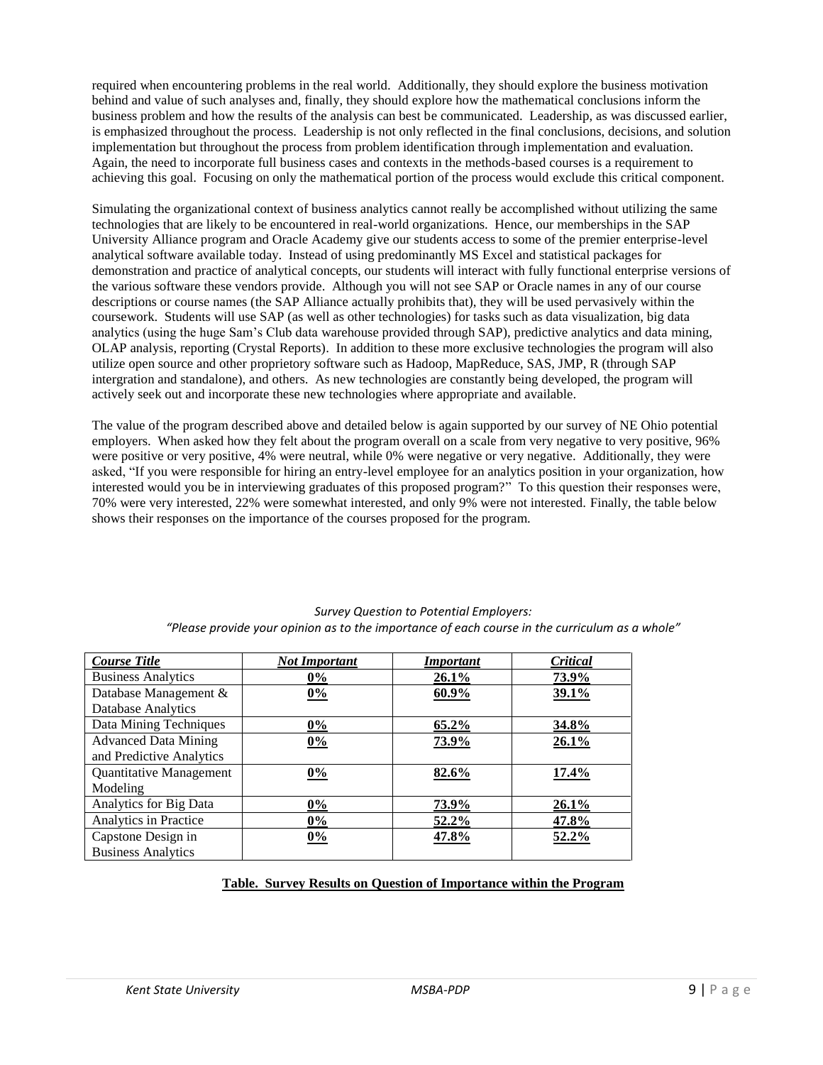required when encountering problems in the real world. Additionally, they should explore the business motivation behind and value of such analyses and, finally, they should explore how the mathematical conclusions inform the business problem and how the results of the analysis can best be communicated. Leadership, as was discussed earlier, is emphasized throughout the process. Leadership is not only reflected in the final conclusions, decisions, and solution implementation but throughout the process from problem identification through implementation and evaluation. Again, the need to incorporate full business cases and contexts in the methods-based courses is a requirement to achieving this goal. Focusing on only the mathematical portion of the process would exclude this critical component.

Simulating the organizational context of business analytics cannot really be accomplished without utilizing the same technologies that are likely to be encountered in real-world organizations. Hence, our memberships in the SAP University Alliance program and Oracle Academy give our students access to some of the premier enterprise-level analytical software available today. Instead of using predominantly MS Excel and statistical packages for demonstration and practice of analytical concepts, our students will interact with fully functional enterprise versions of the various software these vendors provide. Although you will not see SAP or Oracle names in any of our course descriptions or course names (the SAP Alliance actually prohibits that), they will be used pervasively within the coursework. Students will use SAP (as well as other technologies) for tasks such as data visualization, big data analytics (using the huge Sam's Club data warehouse provided through SAP), predictive analytics and data mining, OLAP analysis, reporting (Crystal Reports). In addition to these more exclusive technologies the program will also utilize open source and other proprietory software such as Hadoop, MapReduce, SAS, JMP, R (through SAP intergration and standalone), and others. As new technologies are constantly being developed, the program will actively seek out and incorporate these new technologies where appropriate and available.

The value of the program described above and detailed below is again supported by our survey of NE Ohio potential employers. When asked how they felt about the program overall on a scale from very negative to very positive, 96% were positive or very positive, 4% were neutral, while 0% were negative or very negative. Additionally, they were asked, "If you were responsible for hiring an entry-level employee for an analytics position in your organization, how interested would you be in interviewing graduates of this proposed program?" To this question their responses were, 70% were very interested, 22% were somewhat interested, and only 9% were not interested. Finally, the table below shows their responses on the importance of the courses proposed for the program.

*Survey Question to Potential Employers:*
*"Please provide your opinion as to the importance of each course in the curriculum as a whole"*

| ***Course Title*** | ***Not Important*** | ***Important*** | ***Critical*** |
|---|---|---|---|
| Business Analytics | **0%** | **26.1%** | **73.9%** |
| Database Management & Database Analytics | **0%** | **60.9%** | **39.1%** |
| Data Mining Techniques | **0%** | **65.2%** | **34.8%** |
| Advanced Data Mining and Predictive Analytics | **0%** | **73.9%** | **26.1%** |
| Quantitative Management Modeling | **0%** | **82.6%** | **17.4%** |
| Analytics for Big Data | **0%** | **73.9%** | **26.1%** |
| Analytics in Practice | **0%** | **52.2%** | **47.8%** |
| Capstone Design in Business Analytics | **0%** | **47.8%** | **52.2%** |

**Table. Survey Results on Question of Importance within the Program**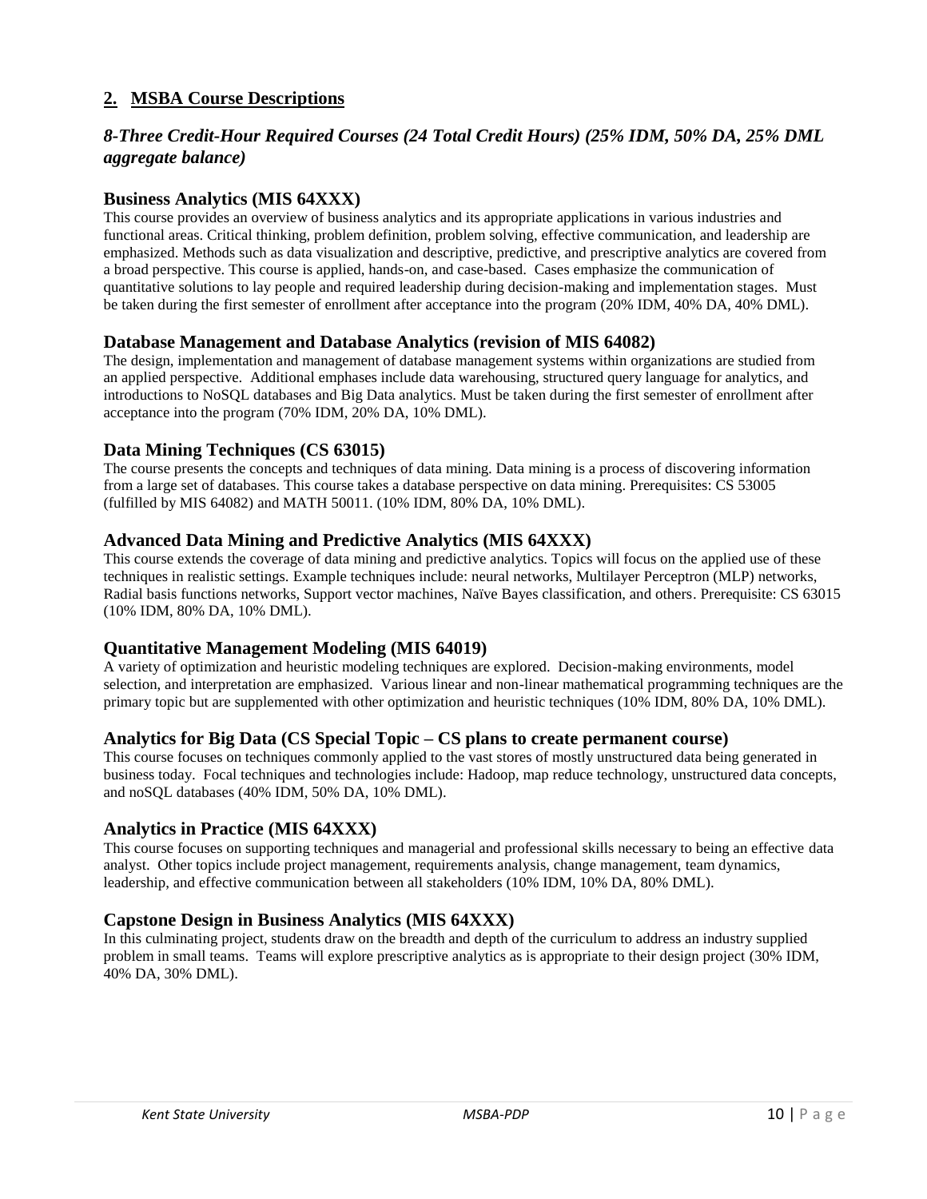## 2. MSBA Course Descriptions

### *8-Three Credit-Hour Required Courses (24 Total Credit Hours) (25% IDM, 50% DA, 25% DML aggregate balance)*

### Business Analytics (MIS 64XXX)

This course provides an overview of business analytics and its appropriate applications in various industries and functional areas. Critical thinking, problem definition, problem solving, effective communication, and leadership are emphasized. Methods such as data visualization and descriptive, predictive, and prescriptive analytics are covered from a broad perspective. This course is applied, hands-on, and case-based. Cases emphasize the communication of quantitative solutions to lay people and required leadership during decision-making and implementation stages. Must be taken during the first semester of enrollment after acceptance into the program (20% IDM, 40% DA, 40% DML).

### Database Management and Database Analytics (revision of MIS 64082)

The design, implementation and management of database management systems within organizations are studied from an applied perspective. Additional emphases include data warehousing, structured query language for analytics, and introductions to NoSQL databases and Big Data analytics. Must be taken during the first semester of enrollment after acceptance into the program (70% IDM, 20% DA, 10% DML).

### Data Mining Techniques (CS 63015)

The course presents the concepts and techniques of data mining. Data mining is a process of discovering information from a large set of databases. This course takes a database perspective on data mining. Prerequisites: CS 53005 (fulfilled by MIS 64082) and MATH 50011. (10% IDM, 80% DA, 10% DML).

### Advanced Data Mining and Predictive Analytics (MIS 64XXX)

This course extends the coverage of data mining and predictive analytics. Topics will focus on the applied use of these techniques in realistic settings. Example techniques include: neural networks, Multilayer Perceptron (MLP) networks, Radial basis functions networks, Support vector machines, Naïve Bayes classification, and others. Prerequisite: CS 63015 (10% IDM, 80% DA, 10% DML).

### Quantitative Management Modeling (MIS 64019)

A variety of optimization and heuristic modeling techniques are explored. Decision-making environments, model selection, and interpretation are emphasized. Various linear and non-linear mathematical programming techniques are the primary topic but are supplemented with other optimization and heuristic techniques (10% IDM, 80% DA, 10% DML).

### Analytics for Big Data (CS Special Topic – CS plans to create permanent course)

This course focuses on techniques commonly applied to the vast stores of mostly unstructured data being generated in business today. Focal techniques and technologies include: Hadoop, map reduce technology, unstructured data concepts, and noSQL databases (40% IDM, 50% DA, 10% DML).

### Analytics in Practice (MIS 64XXX)

This course focuses on supporting techniques and managerial and professional skills necessary to being an effective data analyst. Other topics include project management, requirements analysis, change management, team dynamics, leadership, and effective communication between all stakeholders (10% IDM, 10% DA, 80% DML).

### Capstone Design in Business Analytics (MIS 64XXX)

In this culminating project, students draw on the breadth and depth of the curriculum to address an industry supplied problem in small teams. Teams will explore prescriptive analytics as is appropriate to their design project (30% IDM, 40% DA, 30% DML).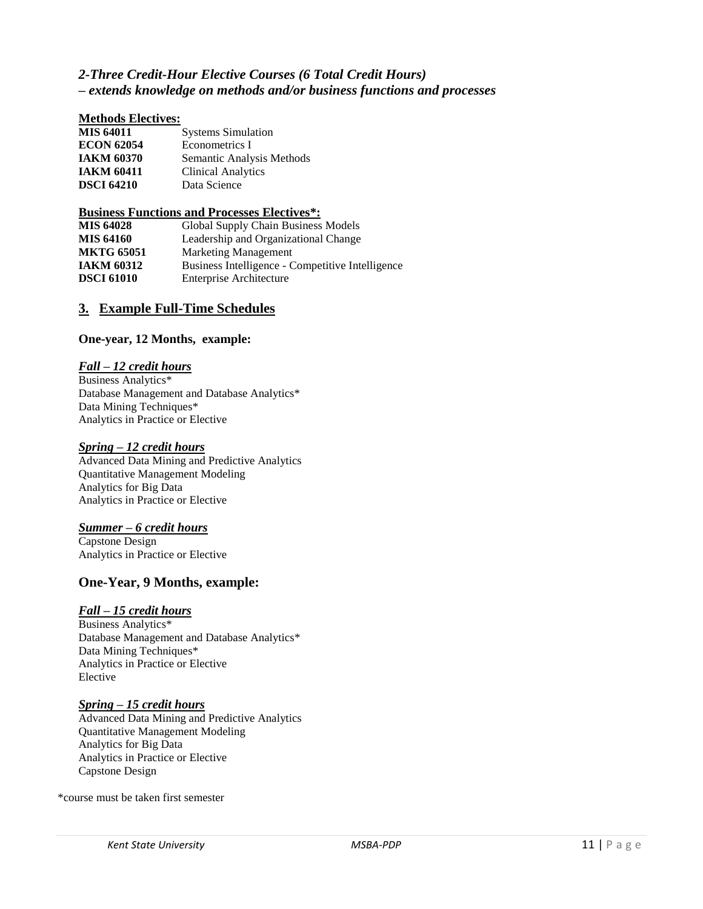### *2-Three Credit-Hour Elective Courses (6 Total Credit Hours)*
### *– extends knowledge on methods and/or business functions and processes*

**Methods Electives:**

| | |
|---|---|
| **MIS 64011** | Systems Simulation |
| **ECON 62054** | Econometrics I |
| **IAKM 60370** | Semantic Analysis Methods |
| **IAKM 60411** | Clinical Analytics |
| **DSCI 64210** | Data Science |

**Business Functions and Processes Electives*:**

| | |
|---|---|
| **MIS 64028** | Global Supply Chain Business Models |
| **MIS 64160** | Leadership and Organizational Change |
| **MKTG 65051** | Marketing Management |
| **IAKM 60312** | Business Intelligence - Competitive Intelligence |
| **DSCI 61010** | Enterprise Architecture |

## 3. Example Full-Time Schedules

**One-year, 12 Months, example:**

***Fall – 12 credit hours***

Business Analytics*
Database Management and Database Analytics*
Data Mining Techniques*
Analytics in Practice or Elective

***Spring – 12 credit hours***

Advanced Data Mining and Predictive Analytics
Quantitative Management Modeling
Analytics for Big Data
Analytics in Practice or Elective

***Summer – 6 credit hours***

Capstone Design
Analytics in Practice or Elective

### One-Year, 9 Months, example:

***Fall – 15 credit hours***

Business Analytics*
Database Management and Database Analytics*
Data Mining Techniques*
Analytics in Practice or Elective
Elective

***Spring – 15 credit hours***

Advanced Data Mining and Predictive Analytics
Quantitative Management Modeling
Analytics for Big Data
Analytics in Practice or Elective
Capstone Design

*course must be taken first semester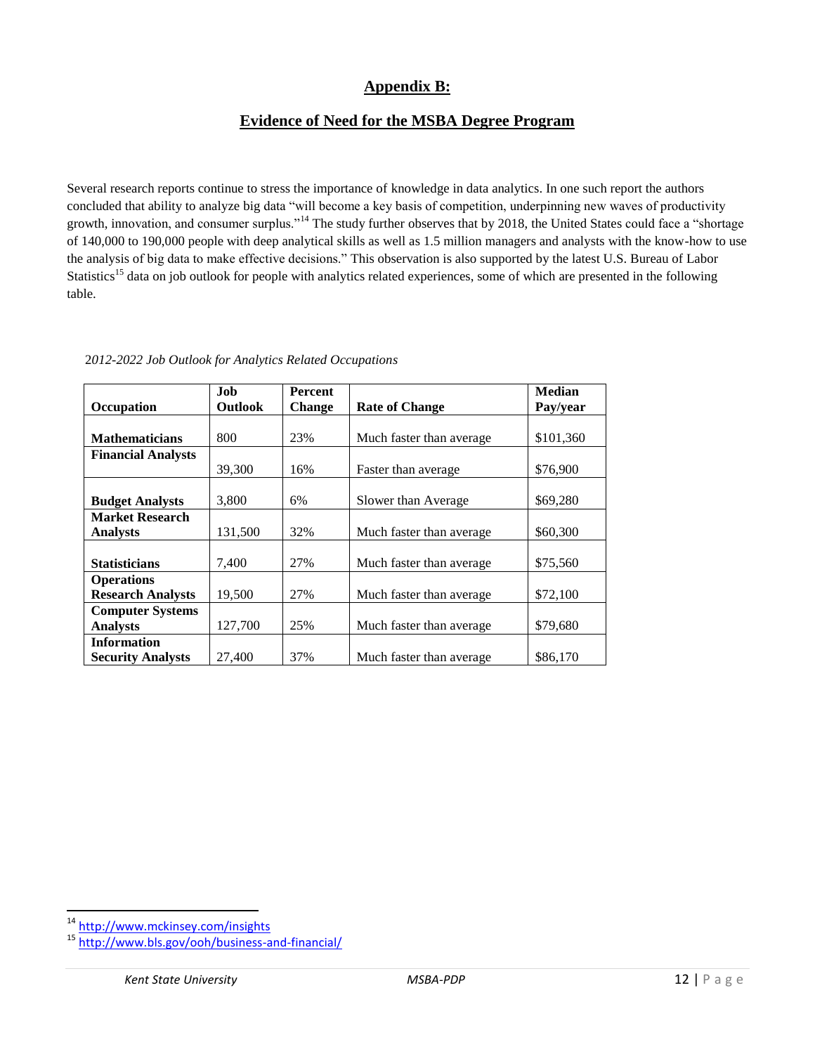# Appendix B:

## Evidence of Need for the MSBA Degree Program

Several research reports continue to stress the importance of knowledge in data analytics. In one such report the authors concluded that ability to analyze big data "will become a key basis of competition, underpinning new waves of productivity growth, innovation, and consumer surplus."[14] The study further observes that by 2018, the United States could face a "shortage of 140,000 to 190,000 people with deep analytical skills as well as 1.5 million managers and analysts with the know-how to use the analysis of big data to make effective decisions." This observation is also supported by the latest U.S. Bureau of Labor Statistics[15] data on job outlook for people with analytics related experiences, some of which are presented in the following table.

*2012-2022 Job Outlook for Analytics Related Occupations*

| Occupation | Job Outlook | Percent Change | Rate of Change | Median Pay/year |
|---|---|---|---|---|
| **Mathematicians** | 800 | 23% | Much faster than average | $101,360 |
| **Financial Analysts** | 39,300 | 16% | Faster than average | $76,900 |
| **Budget Analysts** | 3,800 | 6% | Slower than Average | $69,280 |
| **Market Research Analysts** | 131,500 | 32% | Much faster than average | $60,300 |
| **Statisticians** | 7,400 | 27% | Much faster than average | $75,560 |
| **Operations Research Analysts** | 19,500 | 27% | Much faster than average | $72,100 |
| **Computer Systems Analysts** | 127,700 | 25% | Much faster than average | $79,680 |
| **Information Security Analysts** | 27,400 | 37% | Much faster than average | $86,170 |

[14] http://www.mckinsey.com/insights

[15] http://www.bls.gov/ooh/business-and-financial/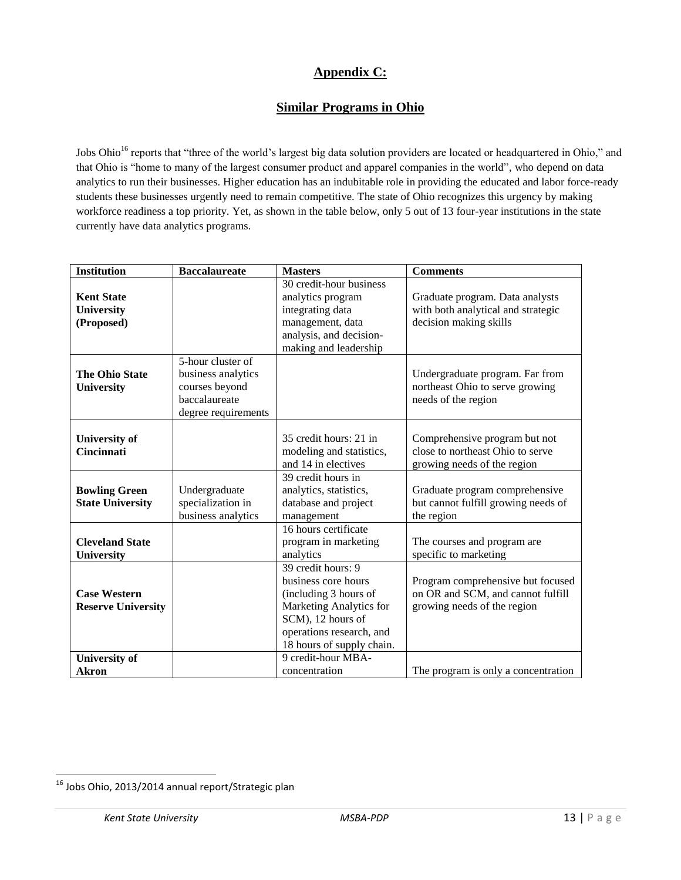## Appendix C:

## Similar Programs in Ohio

Jobs Ohio[16] reports that "three of the world's largest big data solution providers are located or headquartered in Ohio," and that Ohio is "home to many of the largest consumer product and apparel companies in the world", who depend on data analytics to run their businesses. Higher education has an indubitable role in providing the educated and labor force-ready students these businesses urgently need to remain competitive. The state of Ohio recognizes this urgency by making workforce readiness a top priority. Yet, as shown in the table below, only 5 out of 13 four-year institutions in the state currently have data analytics programs.

| Institution | Baccalaureate | Masters | Comments |
|---|---|---|---|
| **Kent State University (Proposed)** | | 30 credit-hour business analytics program integrating data management, data analysis, and decision-making and leadership | Graduate program. Data analysts with both analytical and strategic decision making skills |
| **The Ohio State University** | 5-hour cluster of business analytics courses beyond baccalaureate degree requirements | | Undergraduate program. Far from northeast Ohio to serve growing needs of the region |
| **University of Cincinnati** | | 35 credit hours: 21 in modeling and statistics, and 14 in electives | Comprehensive program but not close to northeast Ohio to serve growing needs of the region |
| **Bowling Green State University** | Undergraduate specialization in business analytics | 39 credit hours in analytics, statistics, database and project management | Graduate program comprehensive but cannot fulfill growing needs of the region |
| **Cleveland State University** | | 16 hours certificate program in marketing analytics | The courses and program are specific to marketing |
| **Case Western Reserve University** | | 39 credit hours: 9 business core hours (including 3 hours of Marketing Analytics for SCM), 12 hours of operations research, and 18 hours of supply chain. | Program comprehensive but focused on OR and SCM, and cannot fulfill growing needs of the region |
| **University of Akron** | | 9 credit-hour MBA-concentration | The program is only a concentration |

[16] Jobs Ohio, 2013/2014 annual report/Strategic plan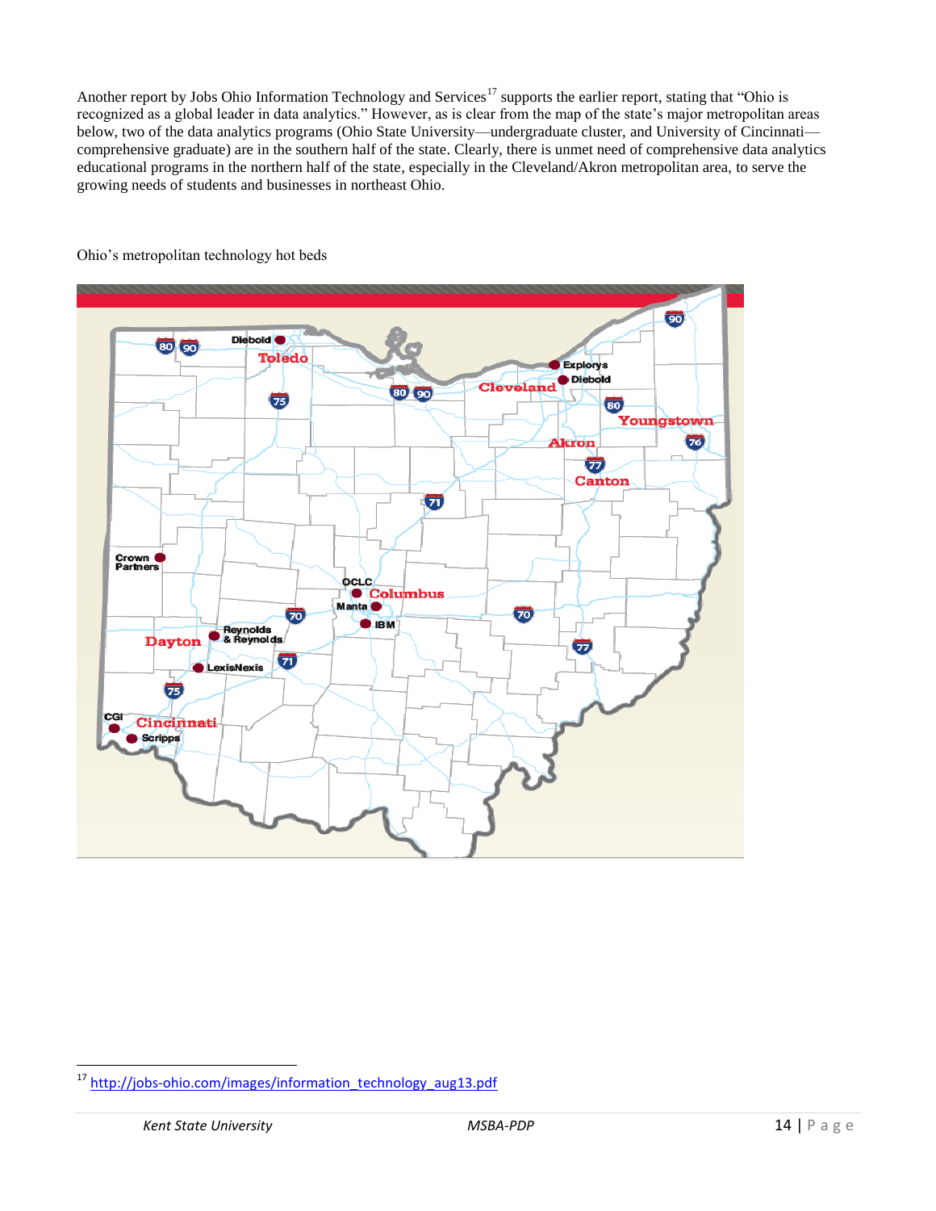Another report by Jobs Ohio Information Technology and Services[17] supports the earlier report, stating that "Ohio is recognized as a global leader in data analytics." However, as is clear from the map of the state's major metropolitan areas below, two of the data analytics programs (Ohio State University—undergraduate cluster, and University of Cincinnati—comprehensive graduate) are in the southern half of the state. Clearly, there is unmet need of comprehensive data analytics educational programs in the northern half of the state, especially in the Cleveland/Akron metropolitan area, to serve the growing needs of students and businesses in northeast Ohio.

Ohio's metropolitan technology hot beds

[17] http://jobs-ohio.com/images/information_technology_aug13.pdf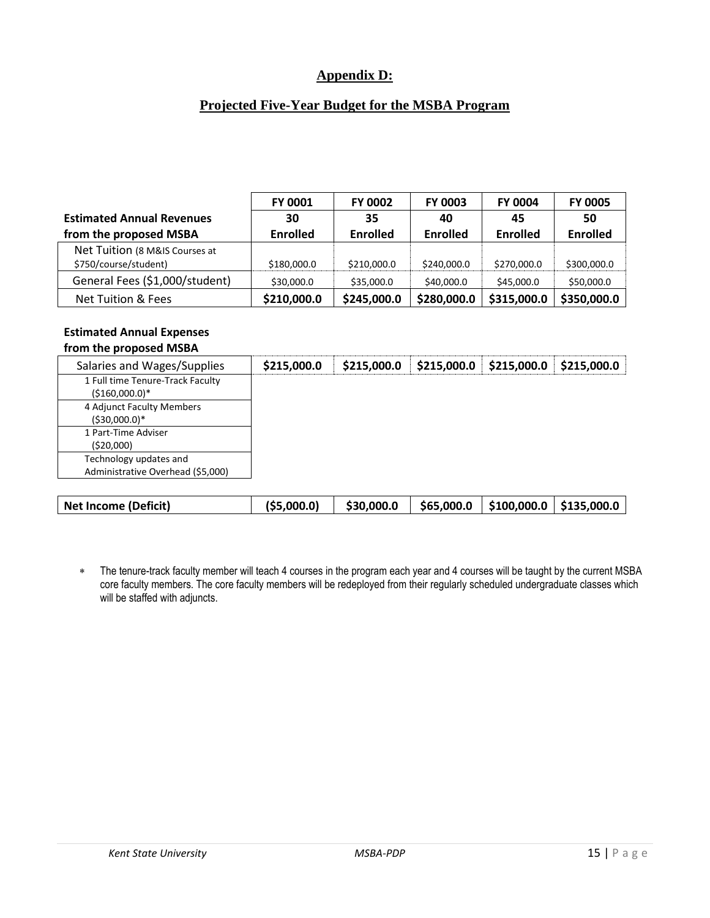# Appendix D:

## Projected Five-Year Budget for the MSBA Program

| | FY 0001 | FY 0002 | FY 0003 | FY 0004 | FY 0005 |
|---|---|---|---|---|---|
| **Estimated Annual Revenues from the proposed MSBA** | **30 Enrolled** | **35 Enrolled** | **40 Enrolled** | **45 Enrolled** | **50 Enrolled** |
| Net Tuition (8 M&IS Courses at $750/course/student) | $180,000.0 | $210,000.0 | $240,000.0 | $270,000.0 | $300,000.0 |
| General Fees ($1,000/student) | $30,000.0 | $35,000.0 | $40,000.0 | $45,000.0 | $50,000.0 |
| Net Tuition & Fees | **$210,000.0** | **$245,000.0** | **$280,000.0** | **$315,000.0** | **$350,000.0** |
| **Estimated Annual Expenses from the proposed MSBA** | | | | | |
| Salaries and Wages/Supplies | **$215,000.0** | **$215,000.0** | **$215,000.0** | **$215,000.0** | **$215,000.0** |
| 1 Full time Tenure-Track Faculty ($160,000.0)* | | | | | |
| 4 Adjunct Faculty Members ($30,000.0)* | | | | | |
| 1 Part-Time Adviser ($20,000) | | | | | |
| Technology updates and Administrative Overhead ($5,000) | | | | | |
| **Net Income (Deficit)** | **($5,000.0)** | **$30,000.0** | **$65,000.0** | **$100,000.0** | **$135,000.0** |

* The tenure-track faculty member will teach 4 courses in the program each year and 4 courses will be taught by the current MSBA core faculty members. The core faculty members will be redeployed from their regularly scheduled undergraduate classes which will be staffed with adjuncts.